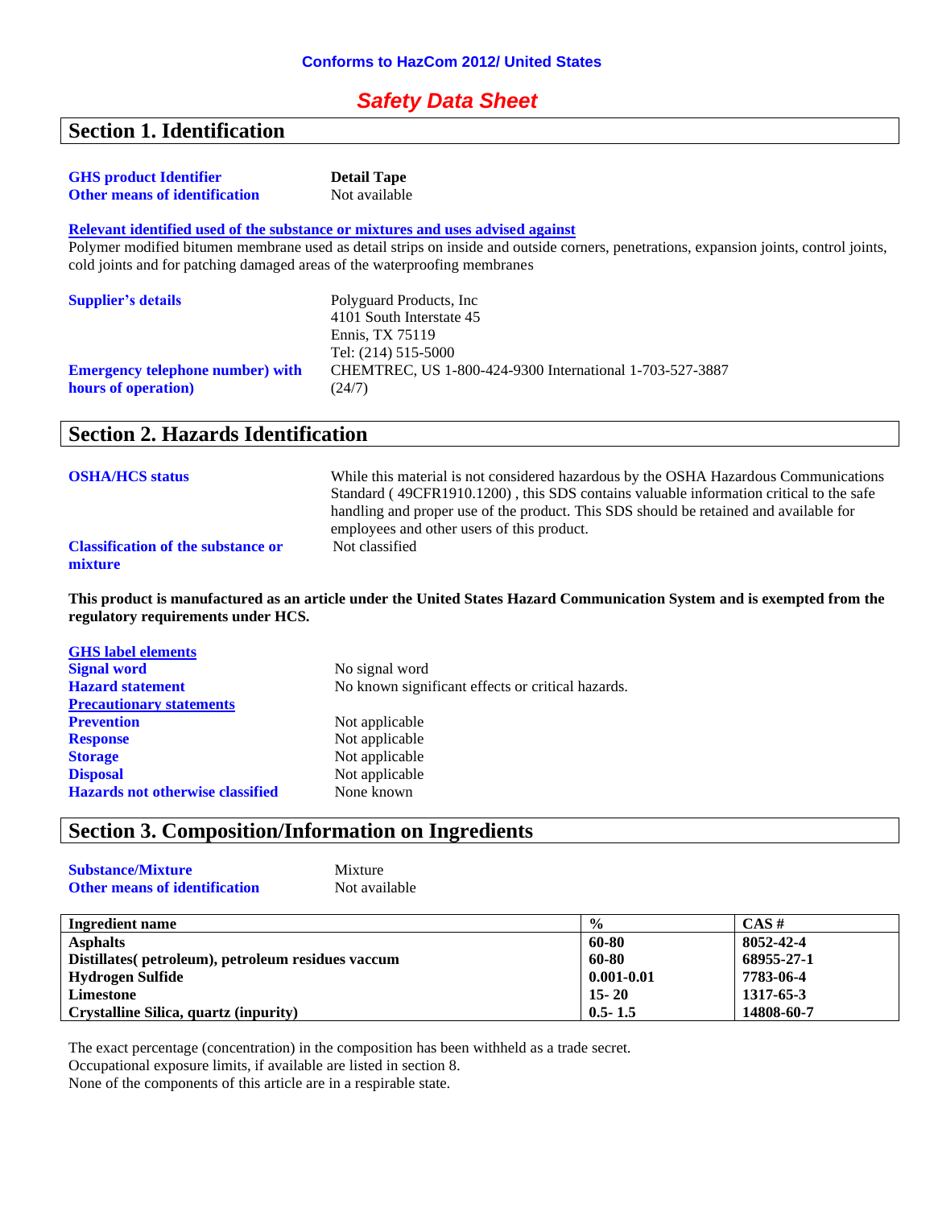**Conforms to HazCom 2012/ United States**

# *Safety Data Sheet*

## Section 1. Identification

**GHS product Identifier** — **Detail Tape**
**Other means of identification** — Not available

**Relevant identified used of the substance or mixtures and uses advised against**
Polymer modified bitumen membrane used as detail strips on inside and outside corners, penetrations, expansion joints, control joints, cold joints and for patching damaged areas of the waterproofing membranes

**Supplier's details**
Polyguard Products, Inc
4101 South Interstate 45
Ennis, TX 75119
Tel: (214) 515-5000

**Emergency telephone number) with hours of operation)**
CHEMTREC, US 1-800-424-9300 International 1-703-527-3887 (24/7)

## Section 2. Hazards Identification

**OSHA/HCS status** — While this material is not considered hazardous by the OSHA Hazardous Communications Standard ( 49CFR1910.1200) , this SDS contains valuable information critical to the safe handling and proper use of the product. This SDS should be retained and available for employees and other users of this product.

**Classification of the substance or mixture** — Not classified

**This product is manufactured as an article under the United States Hazard Communication System and is exempted from the regulatory requirements under HCS.**

**GHS label elements**
**Signal word** — No signal word
**Hazard statement** — No known significant effects or critical hazards.
**Precautionary statements**
**Prevention** — Not applicable
**Response** — Not applicable
**Storage** — Not applicable
**Disposal** — Not applicable
**Hazards not otherwise classified** — None known

## Section 3. Composition/Information on Ingredients

**Substance/Mixture** — Mixture
**Other means of identification** — Not available

| Ingredient name | % | CAS # |
|---|---|---|
| **Asphalts** | **60-80** | **8052-42-4** |
| **Distillates( petroleum), petroleum residues vaccum** | **60-80** | **68955-27-1** |
| **Hydrogen Sulfide** | **0.001-0.01** | **7783-06-4** |
| **Limestone** | **15- 20** | **1317-65-3** |
| **Crystalline Silica, quartz (inpurity)** | **0.5- 1.5** | **14808-60-7** |

The exact percentage (concentration) in the composition has been withheld as a trade secret.
Occupational exposure limits, if available are listed in section 8.
None of the components of this article are in a respirable state.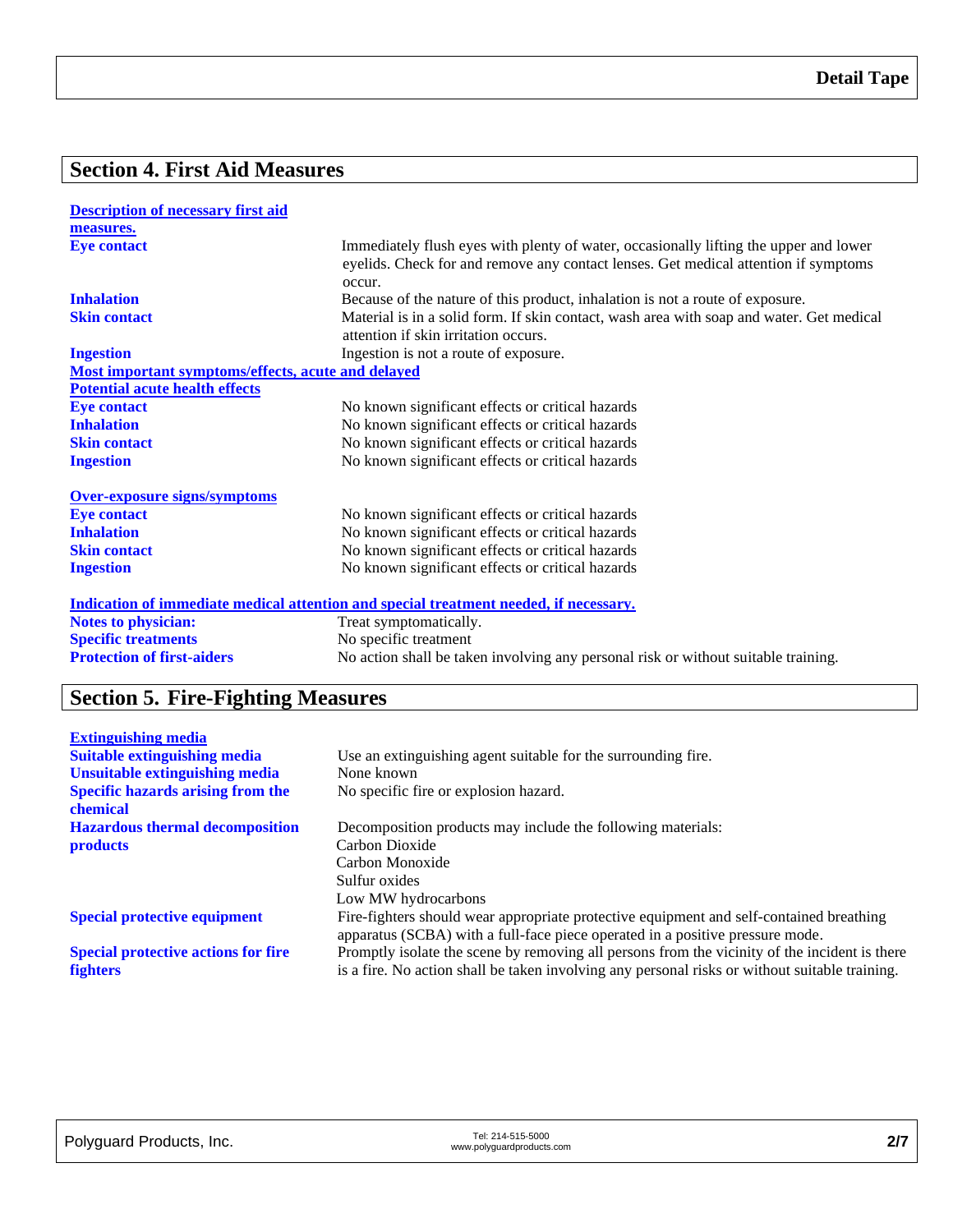## Section 4. First Aid Measures

**Description of necessary first aid measures.**

| | |
|---|---|
| **Eye contact** | Immediately flush eyes with plenty of water, occasionally lifting the upper and lower eyelids. Check for and remove any contact lenses. Get medical attention if symptoms occur. |
| **Inhalation** | Because of the nature of this product, inhalation is not a route of exposure. |
| **Skin contact** | Material is in a solid form. If skin contact, wash area with soap and water. Get medical attention if skin irritation occurs. |
| **Ingestion** | Ingestion is not a route of exposure. |

**Most important symptoms/effects, acute and delayed**

**Potential acute health effects**

| | |
|---|---|
| **Eye contact** | No known significant effects or critical hazards |
| **Inhalation** | No known significant effects or critical hazards |
| **Skin contact** | No known significant effects or critical hazards |
| **Ingestion** | No known significant effects or critical hazards |

**Over-exposure signs/symptoms**

| | |
|---|---|
| **Eye contact** | No known significant effects or critical hazards |
| **Inhalation** | No known significant effects or critical hazards |
| **Skin contact** | No known significant effects or critical hazards |
| **Ingestion** | No known significant effects or critical hazards |

**Indication of immediate medical attention and special treatment needed, if necessary.**

| | |
|---|---|
| **Notes to physician:** | Treat symptomatically. |
| **Specific treatments** | No specific treatment |
| **Protection of first-aiders** | No action shall be taken involving any personal risk or without suitable training. |

## Section 5. Fire-Fighting Measures

**Extinguishing media**

| | |
|---|---|
| **Suitable extinguishing media** | Use an extinguishing agent suitable for the surrounding fire. |
| **Unsuitable extinguishing media** | None known |
| **Specific hazards arising from the chemical** | No specific fire or explosion hazard. |
| **Hazardous thermal decomposition products** | Decomposition products may include the following materials:<br>Carbon Dioxide<br>Carbon Monoxide<br>Sulfur oxides<br>Low MW hydrocarbons |
| **Special protective equipment** | Fire-fighters should wear appropriate protective equipment and self-contained breathing apparatus (SCBA) with a full-face piece operated in a positive pressure mode. |
| **Special protective actions for fire fighters** | Promptly isolate the scene by removing all persons from the vicinity of the incident is there is a fire. No action shall be taken involving any personal risks or without suitable training. |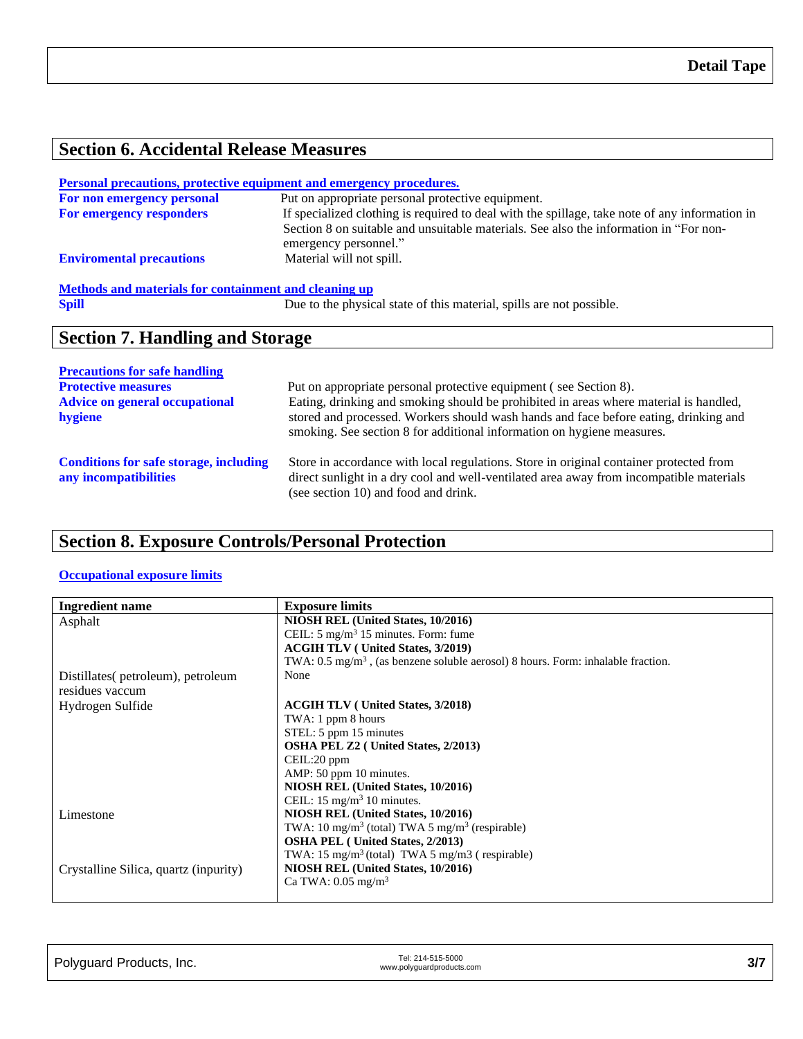## Section 6. Accidental Release Measures

**Personal precautions, protective equipment and emergency procedures.**

**For non emergency personal** Put on appropriate personal protective equipment.

**For emergency responders** If specialized clothing is required to deal with the spillage, take note of any information in Section 8 on suitable and unsuitable materials. See also the information in "For non-emergency personnel."

**Enviromental precautions** Material will not spill.

**Methods and materials for containment and cleaning up**

**Spill** Due to the physical state of this material, spills are not possible.

## Section 7. Handling and Storage

**Precautions for safe handling**

**Protective measures** Put on appropriate personal protective equipment ( see Section 8).

**Advice on general occupational hygiene** Eating, drinking and smoking should be prohibited in areas where material is handled, stored and processed. Workers should wash hands and face before eating, drinking and smoking. See section 8 for additional information on hygiene measures.

**Conditions for safe storage, including any incompatibilities** Store in accordance with local regulations. Store in original container protected from direct sunlight in a dry cool and well-ventilated area away from incompatible materials (see section 10) and food and drink.

## Section 8. Exposure Controls/Personal Protection

**Occupational exposure limits**

| Ingredient name | Exposure limits |
|---|---|
| Asphalt | **NIOSH REL (United States, 10/2016)**<br>CEIL: 5 mg/m$^3$ 15 minutes. Form: fume<br>**ACGIH TLV ( United States, 3/2019)**<br>TWA: 0.5 mg/m$^3$ , (as benzene soluble aerosol) 8 hours. Form: inhalable fraction. |
| Distillates( petroleum), petroleum residues vaccum | None |
| Hydrogen Sulfide | **ACGIH TLV ( United States, 3/2018)**<br>TWA: 1 ppm 8 hours<br>STEL: 5 ppm 15 minutes<br>**OSHA PEL Z2 ( United States, 2/2013)**<br>CEIL:20 ppm<br>AMP: 50 ppm 10 minutes.<br>**NIOSH REL (United States, 10/2016)**<br>CEIL: 15 mg/m$^3$ 10 minutes. |
| Limestone | **NIOSH REL (United States, 10/2016)**<br>TWA: 10 mg/m$^3$ (total) TWA 5 mg/m$^3$ (respirable)<br>**OSHA PEL ( United States, 2/2013)**<br>TWA: 15 mg/m$^3$ (total) TWA 5 mg/m3 ( respirable) |
| Crystalline Silica, quartz (inpurity) | **NIOSH REL (United States, 10/2016)**<br>Ca TWA: 0.05 mg/m$^3$ |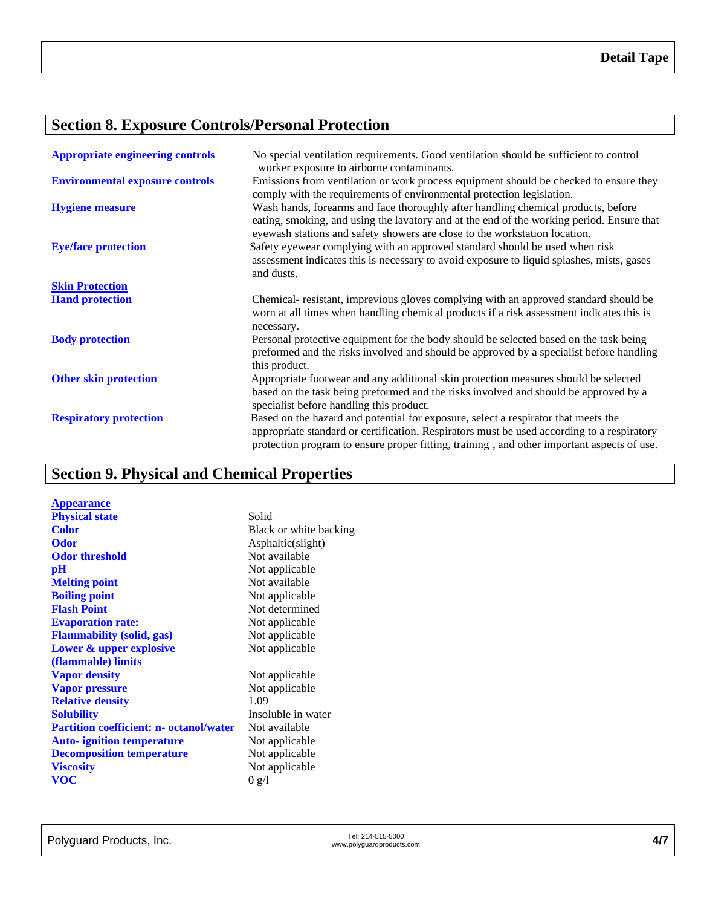## Section 8. Exposure Controls/Personal Protection

**Appropriate engineering controls** No special ventilation requirements. Good ventilation should be sufficient to control worker exposure to airborne contaminants.

**Environmental exposure controls** Emissions from ventilation or work process equipment should be checked to ensure they comply with the requirements of environmental protection legislation.

**Hygiene measure** Wash hands, forearms and face thoroughly after handling chemical products, before eating, smoking, and using the lavatory and at the end of the working period. Ensure that eyewash stations and safety showers are close to the workstation location.

**Eye/face protection** Safety eyewear complying with an approved standard should be used when risk assessment indicates this is necessary to avoid exposure to liquid splashes, mists, gases and dusts.

**Skin Protection**

**Hand protection** Chemical- resistant, impervious gloves complying with an approved standard should be worn at all times when handling chemical products if a risk assessment indicates this is necessary.

**Body protection** Personal protective equipment for the body should be selected based on the task being preformed and the risks involved and should be approved by a specialist before handling this product.

**Other skin protection** Appropriate footwear and any additional skin protection measures should be selected based on the task being preformed and the risks involved and should be approved by a specialist before handling this product.

**Respiratory protection** Based on the hazard and potential for exposure, select a respirator that meets the appropriate standard or certification. Respirators must be used according to a respiratory protection program to ensure proper fitting, training , and other important aspects of use.

## Section 9. Physical and Chemical Properties

**Appearance**

| Property | Value |
|---|---|
| **Physical state** | Solid |
| **Color** | Black or white backing |
| **Odor** | Asphaltic(slight) |
| **Odor threshold** | Not available |
| **pH** | Not applicable |
| **Melting point** | Not available |
| **Boiling point** | Not applicable |
| **Flash Point** | Not determined |
| **Evaporation rate:** | Not applicable |
| **Flammability (solid, gas)** | Not applicable |
| **Lower & upper explosive (flammable) limits** | Not applicable |
| **Vapor density** | Not applicable |
| **Vapor pressure** | Not applicable |
| **Relative density** | 1.09 |
| **Solubility** | Insoluble in water |
| **Partition coefficient: n- octanol/water** | Not available |
| **Auto- ignition temperature** | Not applicable |
| **Decomposition temperature** | Not applicable |
| **Viscosity** | Not applicable |
| **VOC** | 0 g/l |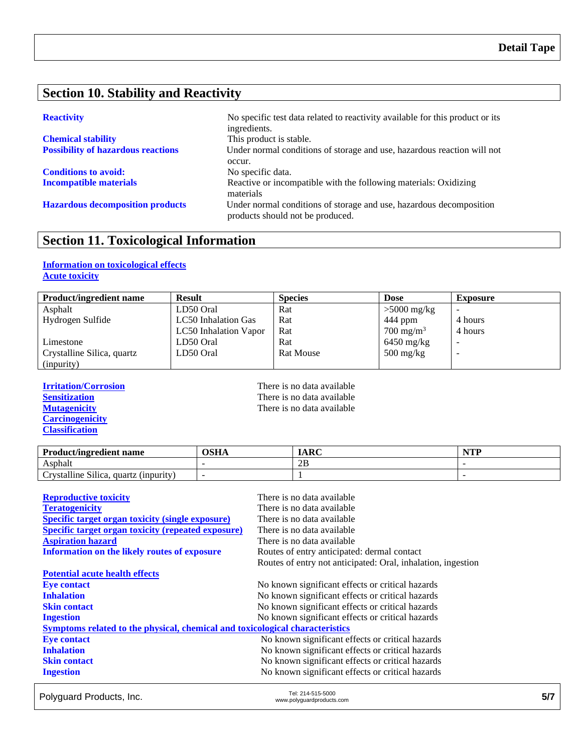## Section 10. Stability and Reactivity

**Reactivity** No specific test data related to reactivity available for this product or its ingredients.

**Chemical stability** This product is stable.

**Possibility of hazardous reactions** Under normal conditions of storage and use, hazardous reaction will not occur.

**Conditions to avoid:** No specific data.

**Incompatible materials** Reactive or incompatible with the following materials: Oxidizing materials

**Hazardous decomposition products** Under normal conditions of storage and use, hazardous decomposition products should not be produced.

## Section 11. Toxicological Information

**Information on toxicological effects**

**Acute toxicity**

| Product/ingredient name | Result | Species | Dose | Exposure |
|---|---|---|---|---|
| Asphalt | LD50 Oral | Rat | >5000 mg/kg | - |
| Hydrogen Sulfide | LC50 Inhalation Gas | Rat | 444 ppm | 4 hours |
| | LC50 Inhalation Vapor | Rat | 700 $mg/m^3$ | 4 hours |
| Limestone | LD50 Oral | Rat | 6450 mg/kg | - |
| Crystalline Silica, quartz (inpurity) | LD50 Oral | Rat Mouse | 500 mg/kg | - |

**Irritation/Corrosion** There is no data available

**Sensitization** There is no data available

**Mutagenicity** There is no data available

**Carcinogenicity**

**Classification**

| Product/ingredient name | OSHA | IARC | NTP |
|---|---|---|---|
| Asphalt | - | 2B | - |
| Crystalline Silica, quartz (inpurity) | - | 1 | - |

**Reproductive toxicity** There is no data available

**Teratogenicity** There is no data available

**Specific target organ toxicity (single exposure)** There is no data available

**Specific target organ toxicity (repeated exposure)** There is no data available

**Aspiration hazard** There is no data available

**Information on the likely routes of exposure** Routes of entry anticipated: dermal contact
Routes of entry not anticipated: Oral, inhalation, ingestion

**Potential acute health effects**

**Eye contact** No known significant effects or critical hazards

**Inhalation** No known significant effects or critical hazards

**Skin contact** No known significant effects or critical hazards

**Ingestion** No known significant effects or critical hazards

**Symptoms related to the physical, chemical and toxicological characteristics**

**Eye contact** No known significant effects or critical hazards

**Inhalation** No known significant effects or critical hazards

**Skin contact** No known significant effects or critical hazards

**Ingestion** No known significant effects or critical hazards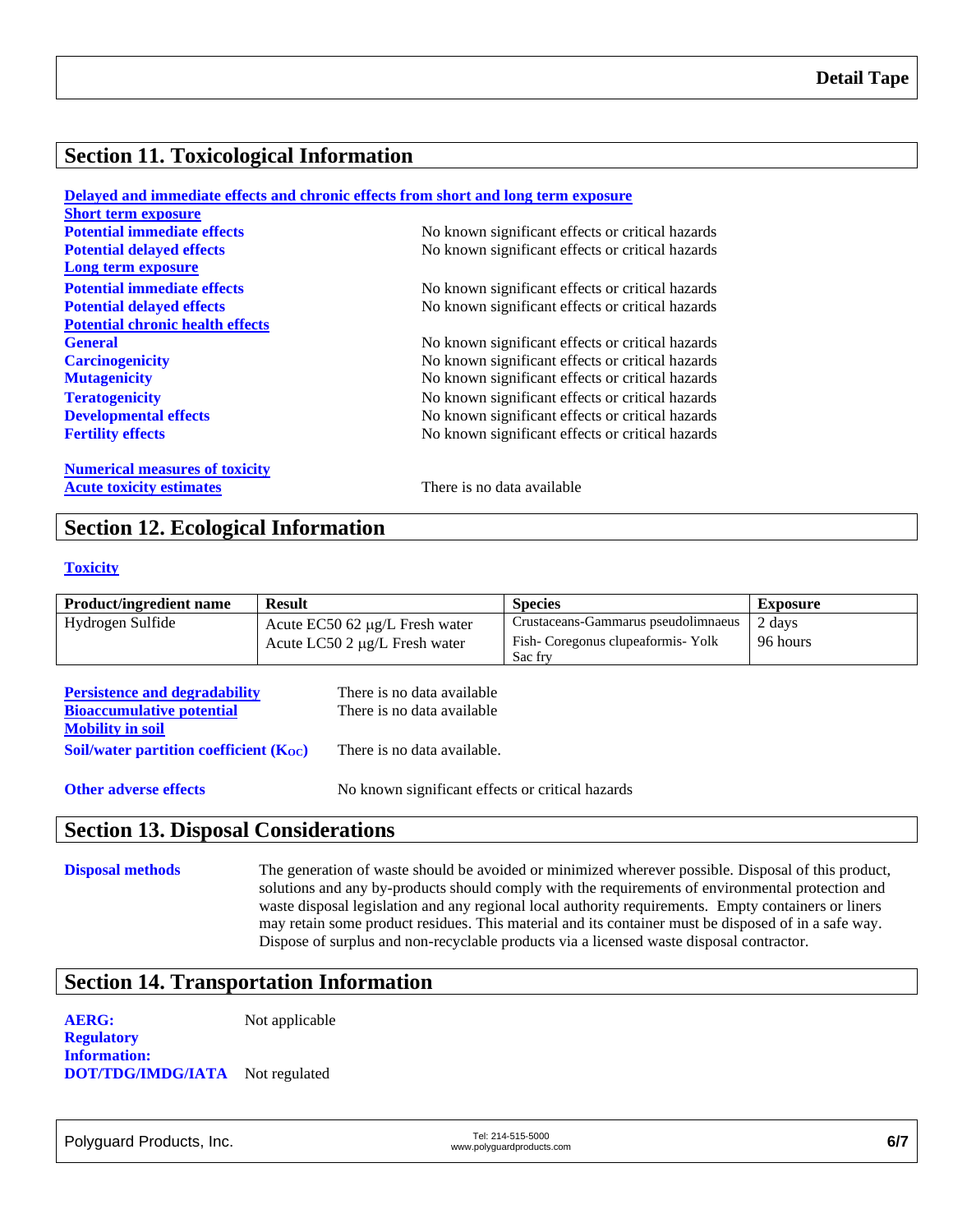## Section 11. Toxicological Information

**Delayed and immediate effects and chronic effects from short and long term exposure**

**Short term exposure**

| | |
|---|---|
| **Potential immediate effects** | No known significant effects or critical hazards |
| **Potential delayed effects** | No known significant effects or critical hazards |

**Long term exposure**

| | |
|---|---|
| **Potential immediate effects** | No known significant effects or critical hazards |
| **Potential delayed effects** | No known significant effects or critical hazards |

**Potential chronic health effects**

| | |
|---|---|
| **General** | No known significant effects or critical hazards |
| **Carcinogenicity** | No known significant effects or critical hazards |
| **Mutagenicity** | No known significant effects or critical hazards |
| **Teratogenicity** | No known significant effects or critical hazards |
| **Developmental effects** | No known significant effects or critical hazards |
| **Fertility effects** | No known significant effects or critical hazards |

**Numerical measures of toxicity**

**Acute toxicity estimates** There is no data available

## Section 12. Ecological Information

**Toxicity**

| Product/ingredient name | Result | Species | Exposure |
|---|---|---|---|
| Hydrogen Sulfide | Acute EC50 62 µg/L Fresh water | Crustaceans-Gammarus pseudolimnaeus | 2 days |
| | Acute LC50 2 µg/L Fresh water | Fish- Coregonus clupeaformis- Yolk Sac fry | 96 hours |

**Persistence and degradability** There is no data available

**Bioaccumulative potential** There is no data available

**Mobility in soil**

**Soil/water partition coefficient ($K_{OC}$)** There is no data available.

**Other adverse effects** No known significant effects or critical hazards

## Section 13. Disposal Considerations

**Disposal methods** The generation of waste should be avoided or minimized wherever possible. Disposal of this product, solutions and any by-products should comply with the requirements of environmental protection and waste disposal legislation and any regional local authority requirements. Empty containers or liners may retain some product residues. This material and its container must be disposed of in a safe way. Dispose of surplus and non-recyclable products via a licensed waste disposal contractor.

## Section 14. Transportation Information

**AERG:** Not applicable

**Regulatory Information:**

**DOT/TDG/IMDG/IATA** Not regulated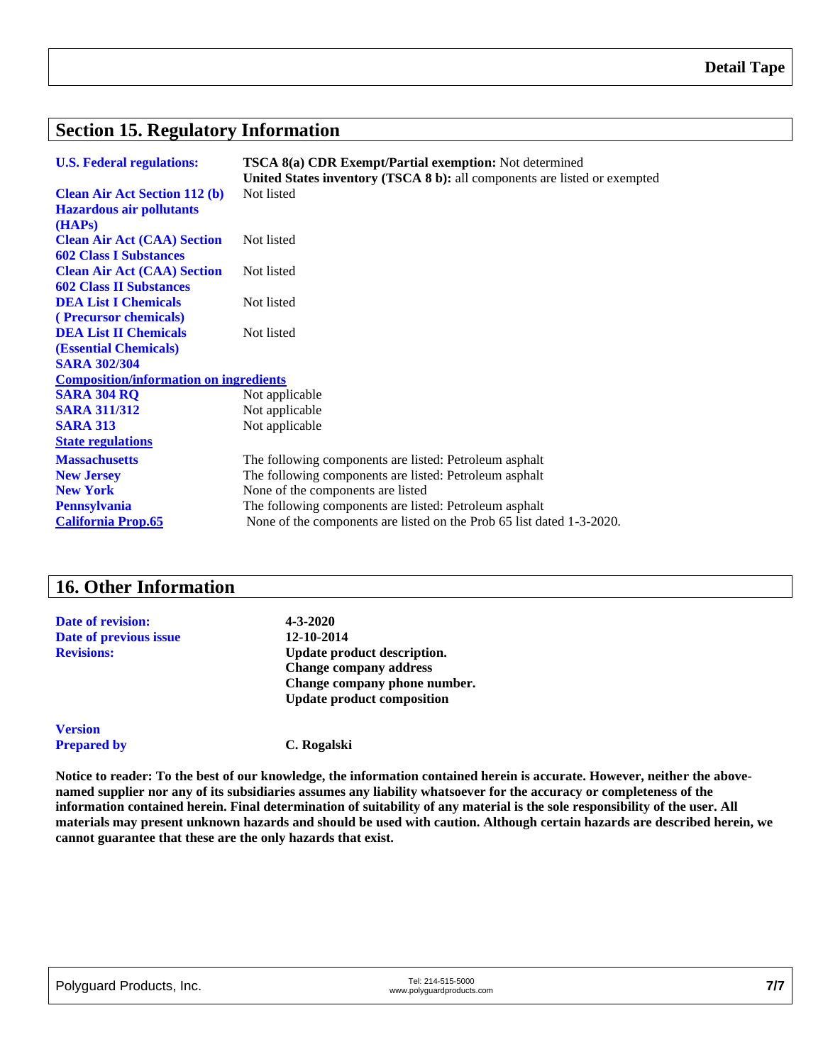## Section 15. Regulatory Information

| | |
|---|---|
| **U.S. Federal regulations:** | **TSCA 8(a) CDR Exempt/Partial exemption:** Not determined<br>**United States inventory (TSCA 8 b):** all components are listed or exempted |
| **Clean Air Act Section 112 (b) Hazardous air pollutants (HAPs)** | Not listed |
| **Clean Air Act (CAA) Section 602 Class I Substances** | Not listed |
| **Clean Air Act (CAA) Section 602 Class II Substances** | Not listed |
| **DEA List I Chemicals ( Precursor chemicals)** | Not listed |
| **DEA List II Chemicals (Essential Chemicals)** | Not listed |

**SARA 302/304**

**Composition/information on ingredients**

| | |
|---|---|
| **SARA 304 RQ** | Not applicable |
| **SARA 311/312** | Not applicable |
| **SARA 313** | Not applicable |

**State regulations**

| | |
|---|---|
| **Massachusetts** | The following components are listed: Petroleum asphalt |
| **New Jersey** | The following components are listed: Petroleum asphalt |
| **New York** | None of the components are listed |
| **Pennsylvania** | The following components are listed: Petroleum asphalt |
| **California Prop.65** | None of the components are listed on the Prob 65 list dated 1-3-2020. |

## 16. Other Information

| | |
|---|---|
| **Date of revision:** | **4-3-2020** |
| **Date of previous issue** | **12-10-2014** |
| **Revisions:** | **Update product description.**<br>**Change company address**<br>**Change company phone number.**<br>**Update product composition** |
| **Version** | |
| **Prepared by** | **C. Rogalski** |

**Notice to reader: To the best of our knowledge, the information contained herein is accurate. However, neither the above-named supplier nor any of its subsidiaries assumes any liability whatsoever for the accuracy or completeness of the information contained herein. Final determination of suitability of any material is the sole responsibility of the user. All materials may present unknown hazards and should be used with caution. Although certain hazards are described herein, we cannot guarantee that these are the only hazards that exist.**